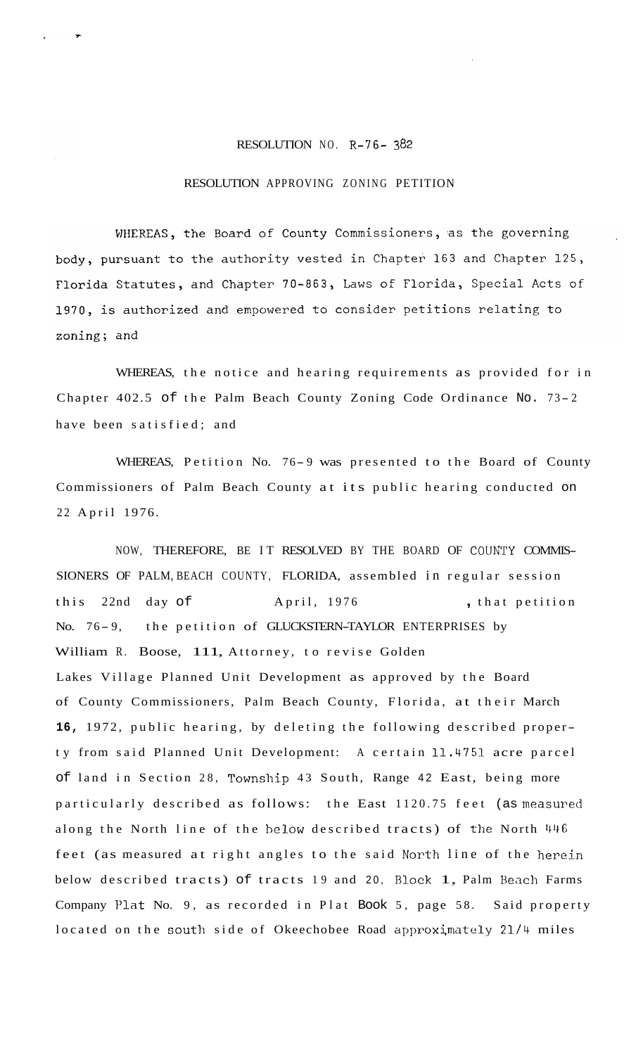# RESOLUTION NO. R-76- 382

## RESOLUTION APPROVING ZONING PETITION

WHEREAS, the Board of County Commissioners, as the governing body, pursuant to the authority vested in Chapter 163 and Chapter 125, Florida Statutes, and Chapter 70-863, Laws of Florida, Special Acts of 1970, is authorized and empowered to consider petitions relating to zoning; and

WHEREAS, the notice and hearing requirements as provided for in Chapter 402.5 of the Palm Beach County Zoning Code Ordinance No. 73-2 have been satisfied; and

WHEREAS, Petition No. 76-9 was presented to the Board of County Commissioners of Palm Beach County at its public hearing conducted on 22 April 1976.

NOW, THEREFORE, BE IT RESOLVED BY THE BOARD OF COUNTY COMMISSIONERS OF PALM BEACH COUNTY, FLORIDA, assembled in regular session this 22nd day of April, 1976, that petition No. 76-9, the petition of GLUCKSTERN-TAYLOR ENTERPRISES by William R. Boose, III, Attorney, to revise Golden Lakes Village Planned Unit Development as approved by the Board of County Commissioners, Palm Beach County, Florida, at their March 16, 1972, public hearing, by deleting the following described property from said Planned Unit Development: A certain 11.4751 acre parcel of land in Section 28, Township 43 South, Range 42 East, being more particularly described as follows: the East 1120.75 feet (as measured along the North line of the below described tracts) of the North 446 feet (as measured at right angles to the said North line of the herein below described tracts) of tracts 19 and 20, Block 1, Palm Beach Farms Company Plat No. 9, as recorded in Plat Book 5, page 58. Said property located on the south side of Okeechobee Road approximately 21/4 miles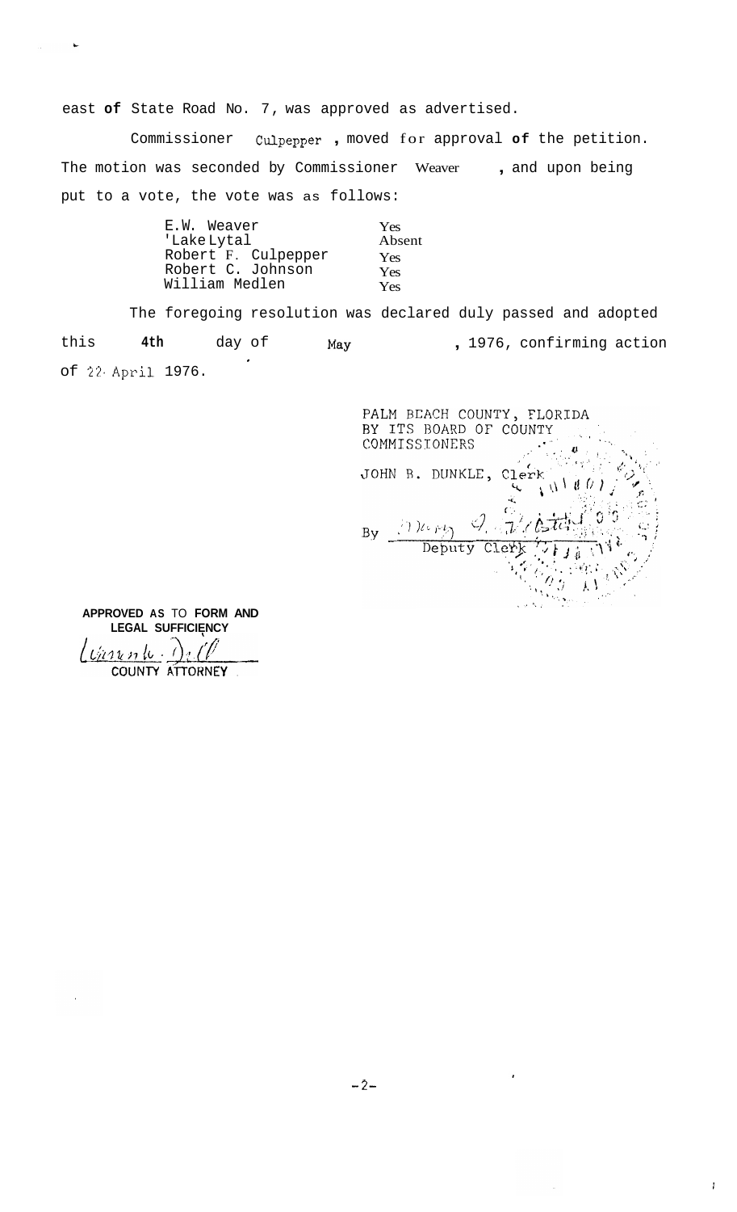east **of** State Road No. 7, was approved as advertised.

Commissioner Culpepper , moved for approval **of** the petition. The motion was seconded by Commissioner Weaver , and upon being put to a vote, the vote was as follows:

| | |
|---|---|
| E.W. Weaver | Yes |
| 'Lake Lytal | Absent |
| Robert F. Culpepper | Yes |
| Robert C. Johnson | Yes |
| William Medlen | Yes |

The foregoing resolution was declared duly passed and adopted this **4th** day of May , 1976, confirming action of 22 April 1976.

PALM BEACH COUNTY, FLORIDA
BY ITS BOARD OF COUNTY
COMMISSIONERS

JOHN B. DUNKLE, Clerk

By ______________________
Deputy Clerk

**APPROVED AS** TO **FORM AND LEGAL SUFFICIENCY**

______________________
**COUNTY ATTORNEY**